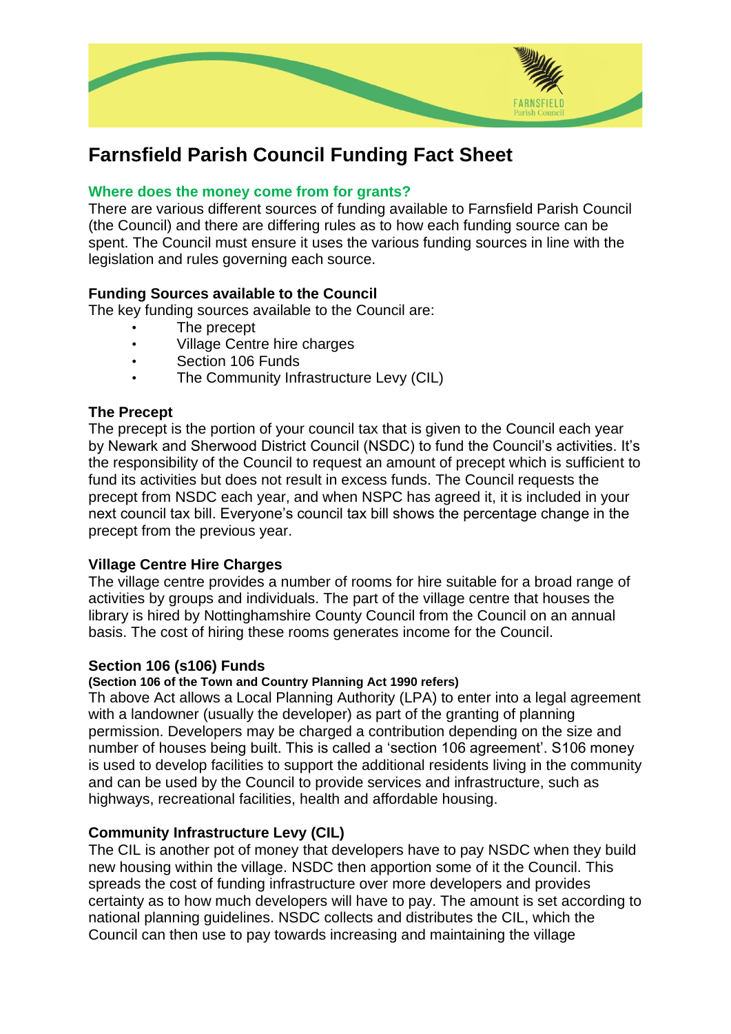# Farnsfield Parish Council Funding Fact Sheet

## Where does the money come from for grants?

There are various different sources of funding available to Farnsfield Parish Council (the Council) and there are differing rules as to how each funding source can be spent. The Council must ensure it uses the various funding sources in line with the legislation and rules governing each source.

### Funding Sources available to the Council

The key funding sources available to the Council are:

- The precept
- Village Centre hire charges
- Section 106 Funds
- The Community Infrastructure Levy (CIL)

### The Precept

The precept is the portion of your council tax that is given to the Council each year by Newark and Sherwood District Council (NSDC) to fund the Council's activities. It's the responsibility of the Council to request an amount of precept which is sufficient to fund its activities but does not result in excess funds. The Council requests the precept from NSDC each year, and when NSPC has agreed it, it is included in your next council tax bill. Everyone's council tax bill shows the percentage change in the precept from the previous year.

### Village Centre Hire Charges

The village centre provides a number of rooms for hire suitable for a broad range of activities by groups and individuals. The part of the village centre that houses the library is hired by Nottinghamshire County Council from the Council on an annual basis. The cost of hiring these rooms generates income for the Council.

### Section 106 (s106) Funds

**(Section 106 of the Town and Country Planning Act 1990 refers)**

Th above Act allows a Local Planning Authority (LPA) to enter into a legal agreement with a landowner (usually the developer) as part of the granting of planning permission. Developers may be charged a contribution depending on the size and number of houses being built. This is called a 'section 106 agreement'. S106 money is used to develop facilities to support the additional residents living in the community and can be used by the Council to provide services and infrastructure, such as highways, recreational facilities, health and affordable housing.

### Community Infrastructure Levy (CIL)

The CIL is another pot of money that developers have to pay NSDC when they build new housing within the village. NSDC then apportion some of it the Council. This spreads the cost of funding infrastructure over more developers and provides certainty as to how much developers will have to pay. The amount is set according to national planning guidelines. NSDC collects and distributes the CIL, which the Council can then use to pay towards increasing and maintaining the village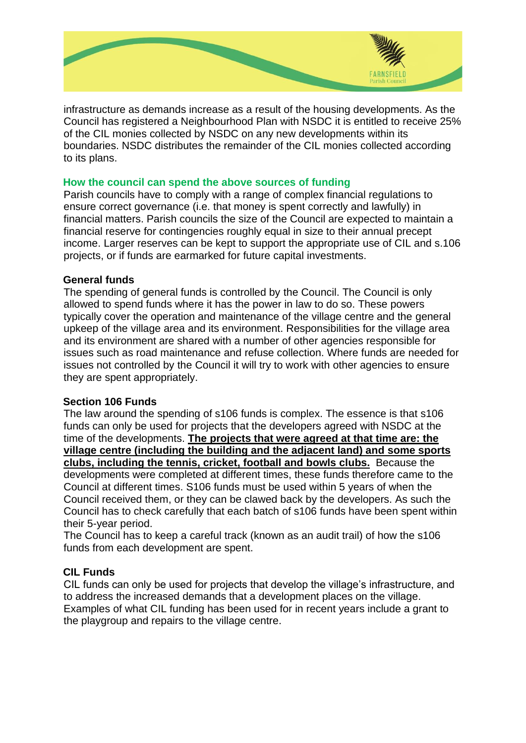infrastructure as demands increase as a result of the housing developments. As the Council has registered a Neighbourhood Plan with NSDC it is entitled to receive 25% of the CIL monies collected by NSDC on any new developments within its boundaries. NSDC distributes the remainder of the CIL monies collected according to its plans.

## How the council can spend the above sources of funding

Parish councils have to comply with a range of complex financial regulations to ensure correct governance (i.e. that money is spent correctly and lawfully) in financial matters. Parish councils the size of the Council are expected to maintain a financial reserve for contingencies roughly equal in size to their annual precept income. Larger reserves can be kept to support the appropriate use of CIL and s.106 projects, or if funds are earmarked for future capital investments.

### General funds

The spending of general funds is controlled by the Council. The Council is only allowed to spend funds where it has the power in law to do so. These powers typically cover the operation and maintenance of the village centre and the general upkeep of the village area and its environment. Responsibilities for the village area and its environment are shared with a number of other agencies responsible for issues such as road maintenance and refuse collection. Where funds are needed for issues not controlled by the Council it will try to work with other agencies to ensure they are spent appropriately.

### Section 106 Funds

The law around the spending of s106 funds is complex. The essence is that s106 funds can only be used for projects that the developers agreed with NSDC at the time of the developments. **The projects that were agreed at that time are: the village centre (including the building and the adjacent land) and some sports clubs, including the tennis, cricket, football and bowls clubs.** Because the developments were completed at different times, these funds therefore came to the Council at different times. S106 funds must be used within 5 years of when the Council received them, or they can be clawed back by the developers. As such the Council has to check carefully that each batch of s106 funds have been spent within their 5-year period.

The Council has to keep a careful track (known as an audit trail) of how the s106 funds from each development are spent.

### CIL Funds

CIL funds can only be used for projects that develop the village's infrastructure, and to address the increased demands that a development places on the village. Examples of what CIL funding has been used for in recent years include a grant to the playgroup and repairs to the village centre.